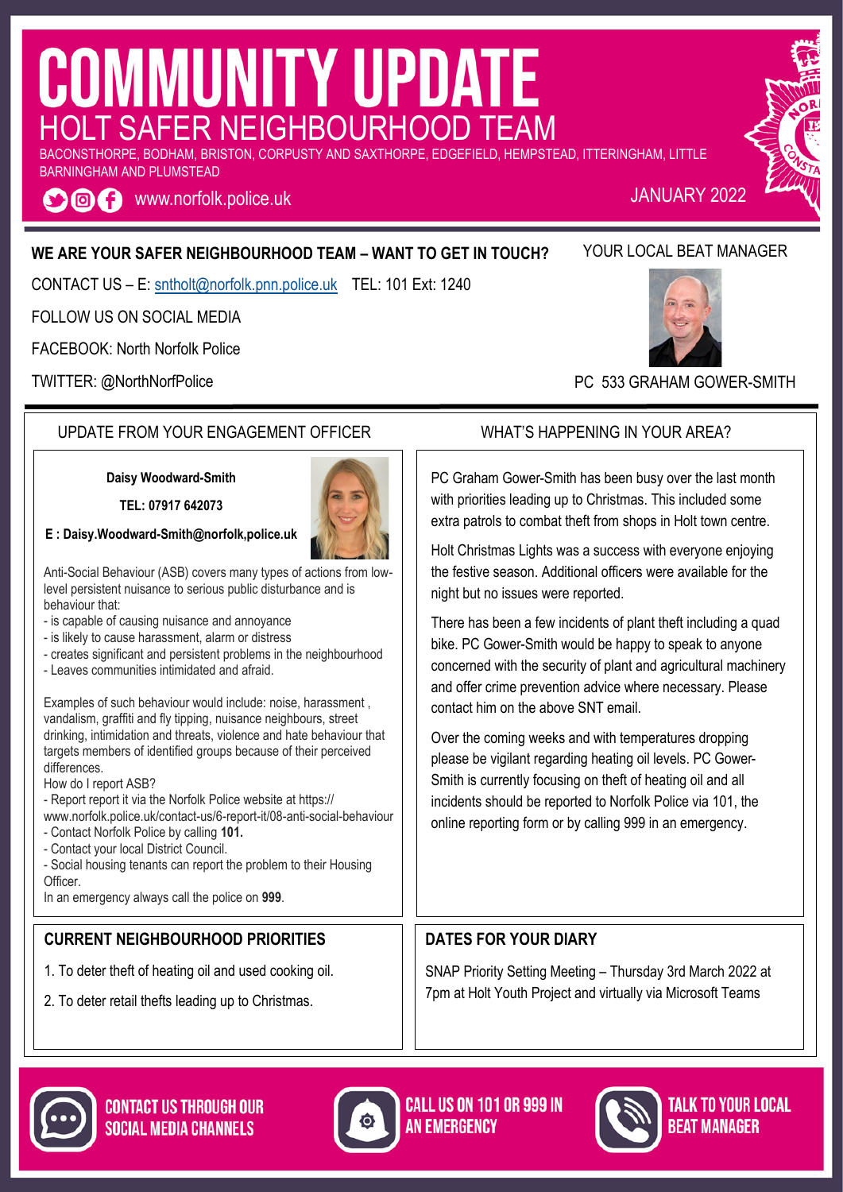# COMMUNITY UPDATE

## HOLT SAFER NEIGHBOURHOOD TEAM

BACONSTHORPE, BODHAM, BRISTON, CORPUSTY AND SAXTHORPE, EDGEFIELD, HEMPSTEAD, ITTERINGHAM, LITTLE BARNINGHAM AND PLUMSTEAD

www.norfolk.police.uk

JANUARY 2022

**WE ARE YOUR SAFER NEIGHBOURHOOD TEAM – WANT TO GET IN TOUCH?**

CONTACT US – E: sntholt@norfolk.pnn.police.uk TEL: 101 Ext: 1240

FOLLOW US ON SOCIAL MEDIA

FACEBOOK: North Norfolk Police

TWITTER: @NorthNorfPolice

YOUR LOCAL BEAT MANAGER

PC 533 GRAHAM GOWER-SMITH

## UPDATE FROM YOUR ENGAGEMENT OFFICER

**Daisy Woodward-Smith**

**TEL: 07917 642073**

**E : Daisy.Woodward-Smith@norfolk,police.uk**

Anti-Social Behaviour (ASB) covers many types of actions from low-level persistent nuisance to serious public disturbance and is behaviour that:

- is capable of causing nuisance and annoyance
- is likely to cause harassment, alarm or distress
- creates significant and persistent problems in the neighbourhood
- Leaves communities intimidated and afraid.

Examples of such behaviour would include: noise, harassment , vandalism, graffiti and fly tipping, nuisance neighbours, street drinking, intimidation and threats, violence and hate behaviour that targets members of identified groups because of their perceived differences.

How do I report ASB?

- Report report it via the Norfolk Police website at https://www.norfolk.police.uk/contact-us/6-report-it/08-anti-social-behaviour
- Contact Norfolk Police by calling **101.**
- Contact your local District Council.
- Social housing tenants can report the problem to their Housing Officer.

In an emergency always call the police on **999**.

## WHAT'S HAPPENING IN YOUR AREA?

PC Graham Gower-Smith has been busy over the last month with priorities leading up to Christmas. This included some extra patrols to combat theft from shops in Holt town centre.

Holt Christmas Lights was a success with everyone enjoying the festive season. Additional officers were available for the night but no issues were reported.

There has been a few incidents of plant theft including a quad bike. PC Gower-Smith would be happy to speak to anyone concerned with the security of plant and agricultural machinery and offer crime prevention advice where necessary. Please contact him on the above SNT email.

Over the coming weeks and with temperatures dropping please be vigilant regarding heating oil levels. PC Gower-Smith is currently focusing on theft of heating oil and all incidents should be reported to Norfolk Police via 101, the online reporting form or by calling 999 in an emergency.

## CURRENT NEIGHBOURHOOD PRIORITIES

1. To deter theft of heating oil and used cooking oil.
2. To deter retail thefts leading up to Christmas.

## DATES FOR YOUR DIARY

SNAP Priority Setting Meeting – Thursday 3rd March 2022 at 7pm at Holt Youth Project and virtually via Microsoft Teams

CONTACT US THROUGH OUR SOCIAL MEDIA CHANNELS

CALL US ON 101 OR 999 IN AN EMERGENCY

TALK TO YOUR LOCAL BEAT MANAGER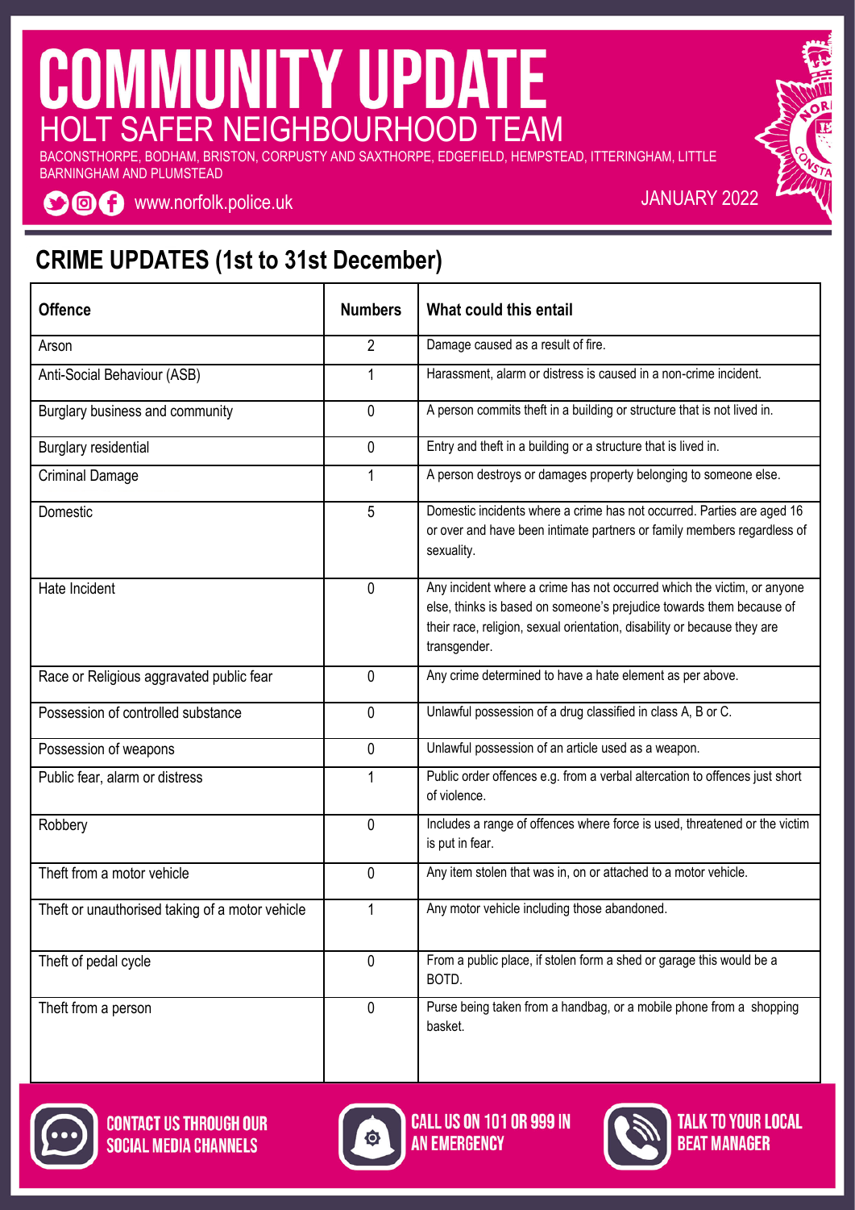# COMMUNITY UPDATE

## HOLT SAFER NEIGHBOURHOOD TEAM

BACONSTHORPE, BODHAM, BRISTON, CORPUSTY AND SAXTHORPE, EDGEFIELD, HEMPSTEAD, ITTERINGHAM, LITTLE BARNINGHAM AND PLUMSTEAD

www.norfolk.police.uk

JANUARY 2022

## CRIME UPDATES (1st to 31st December)

| Offence | Numbers | What could this entail |
|---|---|---|
| Arson | 2 | Damage caused as a result of fire. |
| Anti-Social Behaviour (ASB) | 1 | Harassment, alarm or distress is caused in a non-crime incident. |
| Burglary business and community | 0 | A person commits theft in a building or structure that is not lived in. |
| Burglary residential | 0 | Entry and theft in a building or a structure that is lived in. |
| Criminal Damage | 1 | A person destroys or damages property belonging to someone else. |
| Domestic | 5 | Domestic incidents where a crime has not occurred. Parties are aged 16 or over and have been intimate partners or family members regardless of sexuality. |
| Hate Incident | 0 | Any incident where a crime has not occurred which the victim, or anyone else, thinks is based on someone's prejudice towards them because of their race, religion, sexual orientation, disability or because they are transgender. |
| Race or Religious aggravated public fear | 0 | Any crime determined to have a hate element as per above. |
| Possession of controlled substance | 0 | Unlawful possession of a drug classified in class A, B or C. |
| Possession of weapons | 0 | Unlawful possession of an article used as a weapon. |
| Public fear, alarm or distress | 1 | Public order offences e.g. from a verbal altercation to offences just short of violence. |
| Robbery | 0 | Includes a range of offences where force is used, threatened or the victim is put in fear. |
| Theft from a motor vehicle | 0 | Any item stolen that was in, on or attached to a motor vehicle. |
| Theft or unauthorised taking of a motor vehicle | 1 | Any motor vehicle including those abandoned. |
| Theft of pedal cycle | 0 | From a public place, if stolen form a shed or garage this would be a BOTD. |
| Theft from a person | 0 | Purse being taken from a handbag, or a mobile phone from a shopping basket. |

CONTACT US THROUGH OUR SOCIAL MEDIA CHANNELS

CALL US ON 101 OR 999 IN AN EMERGENCY

TALK TO YOUR LOCAL BEAT MANAGER